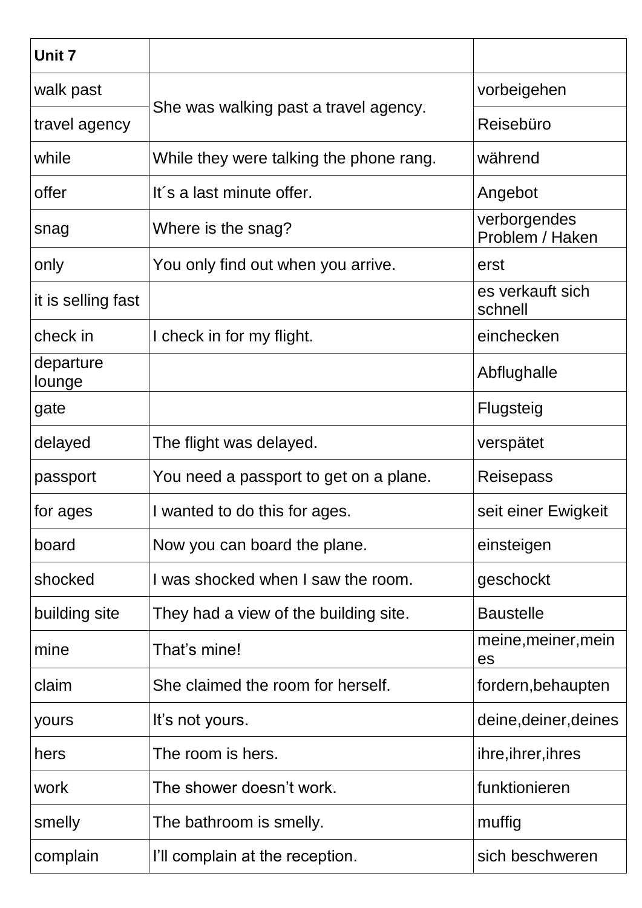| Unit 7 | | |
| --- | --- | --- |
| walk past | She was walking past a travel agency. | vorbeigehen |
| travel agency | | Reisebüro |
| while | While they were talking the phone rang. | während |
| offer | It´s a last minute offer. | Angebot |
| snag | Where is the snag? | verborgendes Problem / Haken |
| only | You only find out when you arrive. | erst |
| it is selling fast | | es verkauft sich schnell |
| check in | I check in for my flight. | einchecken |
| departure lounge | | Abflughalle |
| gate | | Flugsteig |
| delayed | The flight was delayed. | verspätet |
| passport | You need a passport to get on a plane. | Reisepass |
| for ages | I wanted to do this for ages. | seit einer Ewigkeit |
| board | Now you can board the plane. | einsteigen |
| shocked | I was shocked when I saw the room. | geschockt |
| building site | They had a view of the building site. | Baustelle |
| mine | That's mine! | meine,meiner,meines |
| claim | She claimed the room for herself. | fordern,behaupten |
| yours | It's not yours. | deine,deiner,deines |
| hers | The room is hers. | ihre,ihrer,ihres |
| work | The shower doesn't work. | funktionieren |
| smelly | The bathroom is smelly. | muffig |
| complain | I'll complain at the reception. | sich beschweren |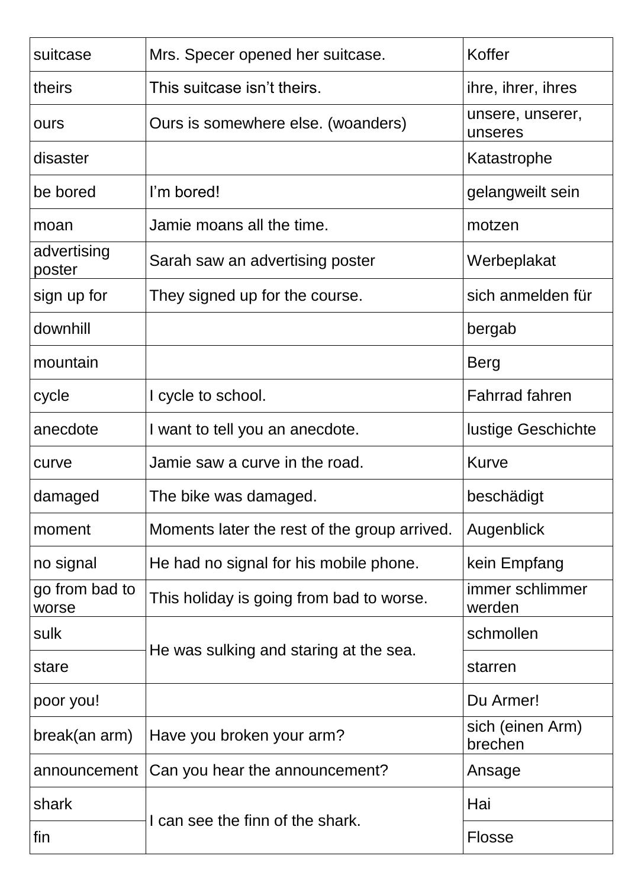| suitcase | Mrs. Specer opened her suitcase. | Koffer |
|---|---|---|
| theirs | This suitcase isn't theirs. | ihre, ihrer, ihres |
| ours | Ours is somewhere else. (woanders) | unsere, unserer, unseres |
| disaster | | Katastrophe |
| be bored | I'm bored! | gelangweilt sein |
| moan | Jamie moans all the time. | motzen |
| advertising poster | Sarah saw an advertising poster | Werbeplakat |
| sign up for | They signed up for the course. | sich anmelden für |
| downhill | | bergab |
| mountain | | Berg |
| cycle | I cycle to school. | Fahrrad fahren |
| anecdote | I want to tell you an anecdote. | lustige Geschichte |
| curve | Jamie saw a curve in the road. | Kurve |
| damaged | The bike was damaged. | beschädigt |
| moment | Moments later the rest of the group arrived. | Augenblick |
| no signal | He had no signal for his mobile phone. | kein Empfang |
| go from bad to worse | This holiday is going from bad to worse. | immer schlimmer werden |
| sulk | He was sulking and staring at the sea. | schmollen |
| stare | | starren |
| poor you! | | Du Armer! |
| break(an arm) | Have you broken your arm? | sich (einen Arm) brechen |
| announcement | Can you hear the announcement? | Ansage |
| shark | I can see the finn of the shark. | Hai |
| fin | | Flosse |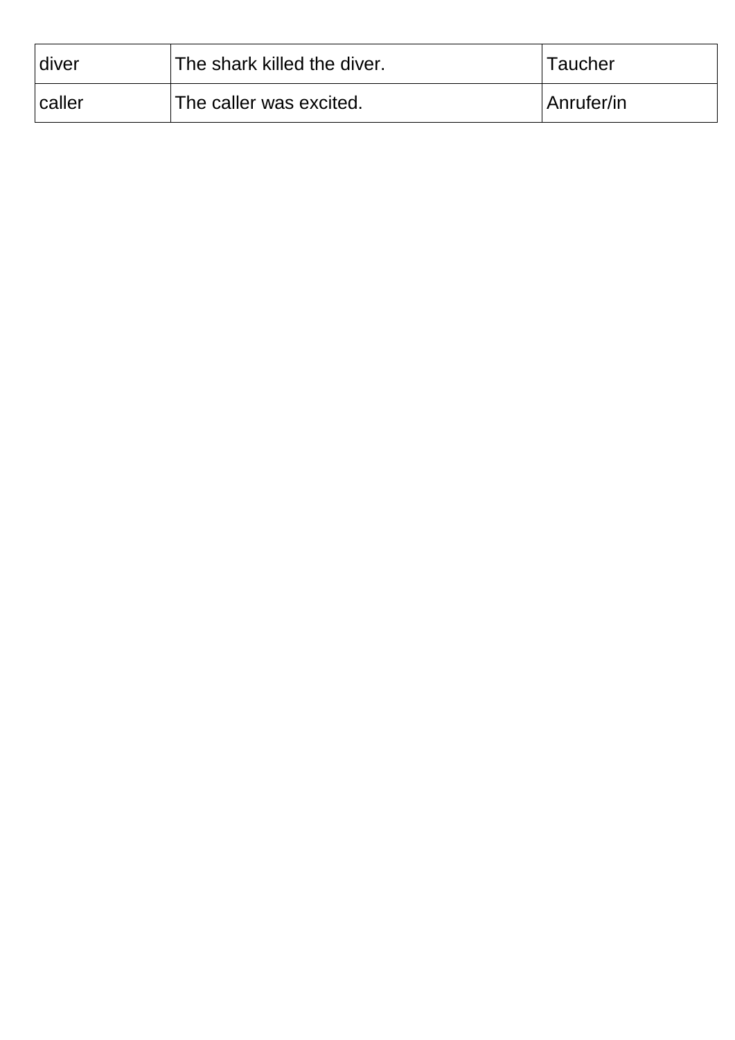| | | |
|---|---|---|
| diver | The shark killed the diver. | Taucher |
| caller | The caller was excited. | Anrufer/in |